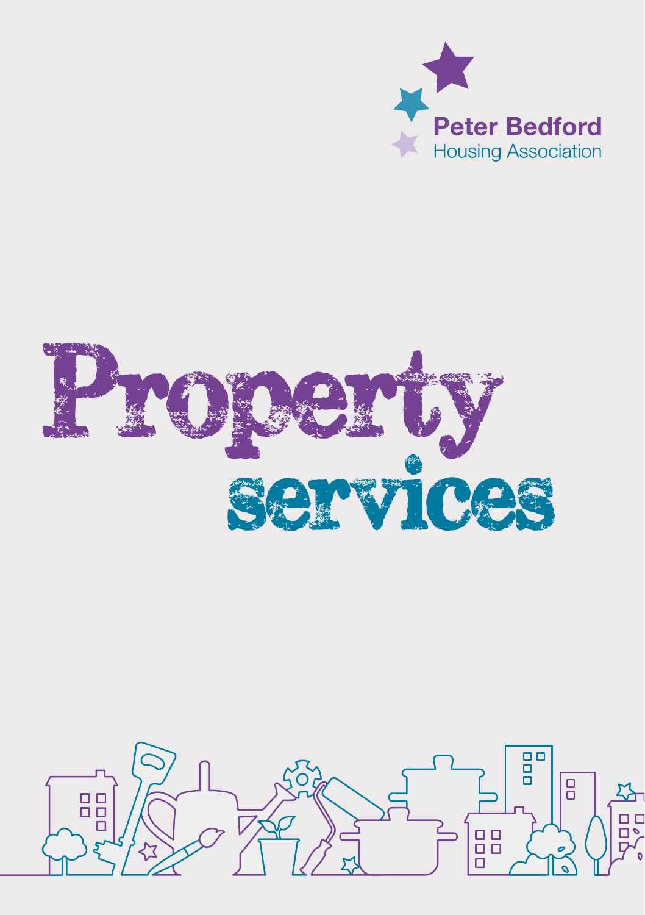Peter Bedford
Housing Association

# Property services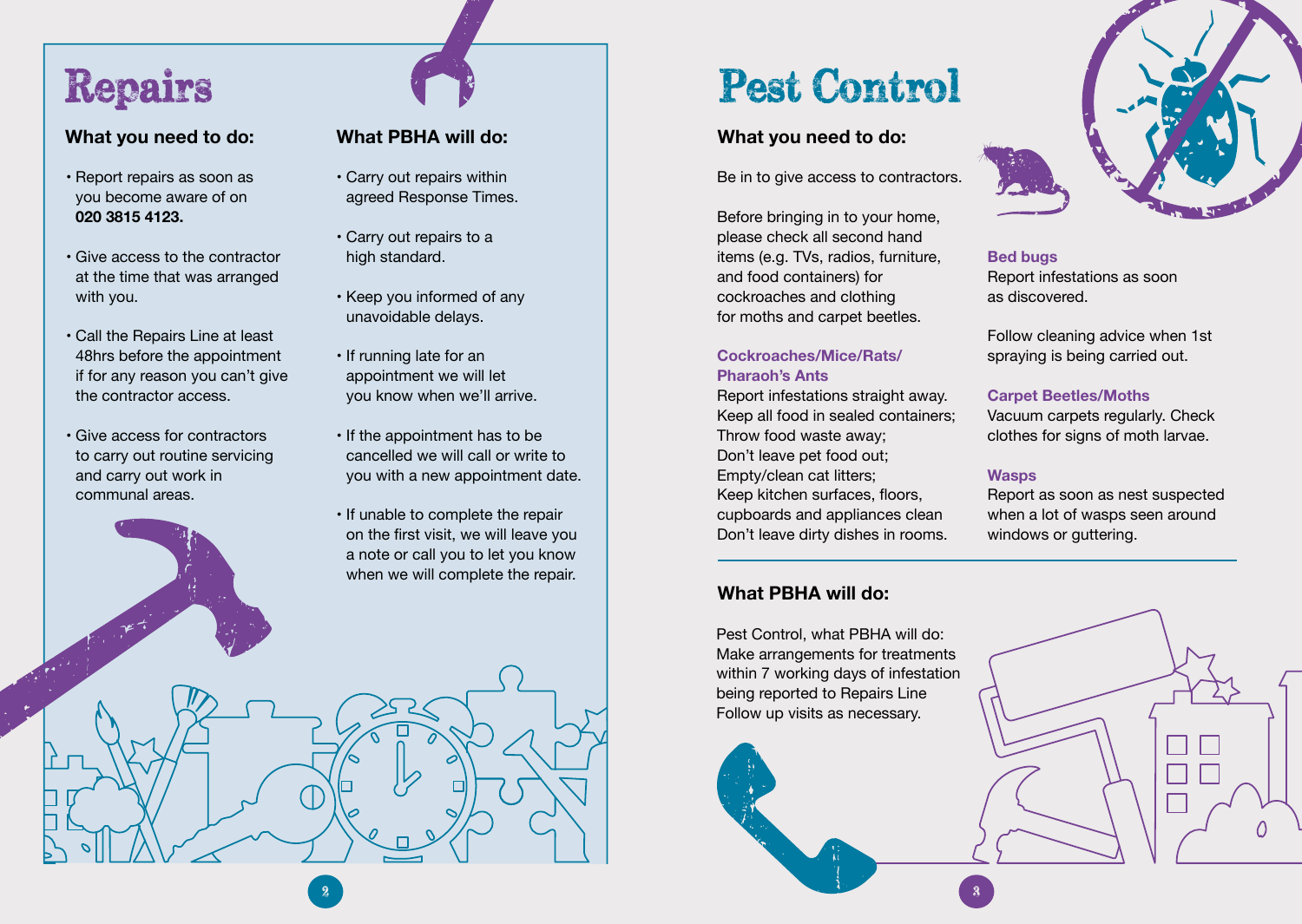# Repairs

### What you need to do:

- Report repairs as soon as you become aware of on **020 3815 4123.**
- Give access to the contractor at the time that was arranged with you.
- Call the Repairs Line at least 48hrs before the appointment if for any reason you can't give the contractor access.
- Give access for contractors to carry out routine servicing and carry out work in communal areas.

### What PBHA will do:

- Carry out repairs within agreed Response Times.
- Carry out repairs to a high standard.
- Keep you informed of any unavoidable delays.
- If running late for an appointment we will let you know when we'll arrive.
- If the appointment has to be cancelled we will call or write to you with a new appointment date.
- If unable to complete the repair on the first visit, we will leave you a note or call you to let you know when we will complete the repair.

# Pest Control

### What you need to do:

Be in to give access to contractors.

Before bringing in to your home, please check all second hand items (e.g. TVs, radios, furniture, and food containers) for cockroaches and clothing for moths and carpet beetles.

**Cockroaches/Mice/Rats/ Pharaoh's Ants**

Report infestations straight away.
Keep all food in sealed containers;
Throw food waste away;
Don't leave pet food out;
Empty/clean cat litters;
Keep kitchen surfaces, floors, cupboards and appliances clean
Don't leave dirty dishes in rooms.

**Bed bugs**

Report infestations as soon as discovered.

Follow cleaning advice when 1st spraying is being carried out.

**Carpet Beetles/Moths**

Vacuum carpets regularly. Check clothes for signs of moth larvae.

**Wasps**

Report as soon as nest suspected when a lot of wasps seen around windows or guttering.

### What PBHA will do:

Pest Control, what PBHA will do:
Make arrangements for treatments within 7 working days of infestation being reported to Repairs Line
Follow up visits as necessary.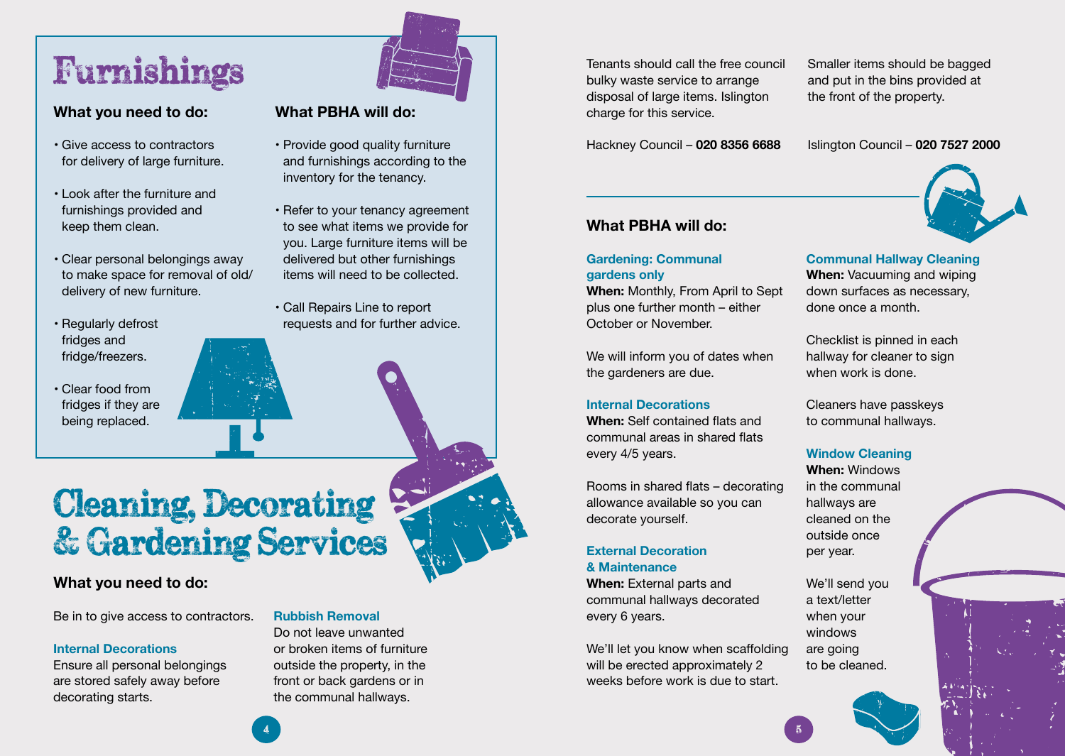# Furnishings

### What you need to do:

- Give access to contractors for delivery of large furniture.
- Look after the furniture and furnishings provided and keep them clean.
- Clear personal belongings away to make space for removal of old/ delivery of new furniture.
- Regularly defrost fridges and fridge/freezers.
- Clear food from fridges if they are being replaced.

### What PBHA will do:

- Provide good quality furniture and furnishings according to the inventory for the tenancy.
- Refer to your tenancy agreement to see what items we provide for you. Large furniture items will be delivered but other furnishings items will need to be collected.
- Call Repairs Line to report requests and for further advice.

# Cleaning, Decorating & Gardening Services

### What you need to do:

Be in to give access to contractors.

**Internal Decorations**

Ensure all personal belongings are stored safely away before decorating starts.

**Rubbish Removal**

Do not leave unwanted or broken items of furniture outside the property, in the front or back gardens or in the communal hallways.

Tenants should call the free council bulky waste service to arrange disposal of large items. Islington charge for this service.

Smaller items should be bagged and put in the bins provided at the front of the property.

Hackney Council – **020 8356 6688**

Islington Council – **020 7527 2000**

### What PBHA will do:

**Gardening: Communal gardens only**

**When:** Monthly, From April to Sept plus one further month – either October or November.

We will inform you of dates when the gardeners are due.

**Internal Decorations**

**When:** Self contained flats and communal areas in shared flats every 4/5 years.

Rooms in shared flats – decorating allowance available so you can decorate yourself.

**External Decoration & Maintenance**

**When:** External parts and communal hallways decorated every 6 years.

We'll let you know when scaffolding will be erected approximately 2 weeks before work is due to start.

**Communal Hallway Cleaning**

**When:** Vacuuming and wiping down surfaces as necessary, done once a month.

Checklist is pinned in each hallway for cleaner to sign when work is done.

Cleaners have passkeys to communal hallways.

**Window Cleaning**

**When:** Windows in the communal hallways are cleaned on the outside once per year.

We'll send you a text/letter when your windows are going to be cleaned.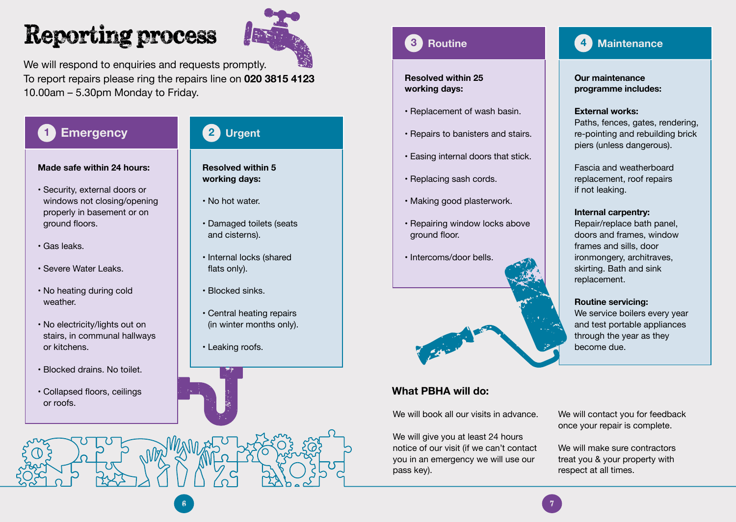# Reporting process

We will respond to enquiries and requests promptly.
To report repairs please ring the repairs line on **020 3815 4123**
10.00am – 5.30pm Monday to Friday.

## 1 Emergency

**Made safe within 24 hours:**

- Security, external doors or windows not closing/opening properly in basement or on ground floors.
- Gas leaks.
- Severe Water Leaks.
- No heating during cold weather.
- No electricity/lights out on stairs, in communal hallways or kitchens.
- Blocked drains. No toilet.
- Collapsed floors, ceilings or roofs.

## 2 Urgent

**Resolved within 5 working days:**

- No hot water.
- Damaged toilets (seats and cisterns).
- Internal locks (shared flats only).
- Blocked sinks.
- Central heating repairs (in winter months only).
- Leaking roofs.

## 3 Routine

**Resolved within 25 working days:**

- Replacement of wash basin.
- Repairs to banisters and stairs.
- Easing internal doors that stick.
- Replacing sash cords.
- Making good plasterwork.
- Repairing window locks above ground floor.
- Intercoms/door bells.

## 4 Maintenance

**Our maintenance programme includes:**

**External works:**
Paths, fences, gates, rendering, re-pointing and rebuilding brick piers (unless dangerous).

Fascia and weatherboard replacement, roof repairs if not leaking.

**Internal carpentry:**
Repair/replace bath panel, doors and frames, window frames and sills, door ironmongery, architraves, skirting. Bath and sink replacement.

**Routine servicing:**
We service boilers every year and test portable appliances through the year as they become due.

## What PBHA will do:

We will book all our visits in advance.

We will give you at least 24 hours notice of our visit (if we can't contact you in an emergency we will use our pass key).

We will contact you for feedback once your repair is complete.

We will make sure contractors treat you & your property with respect at all times.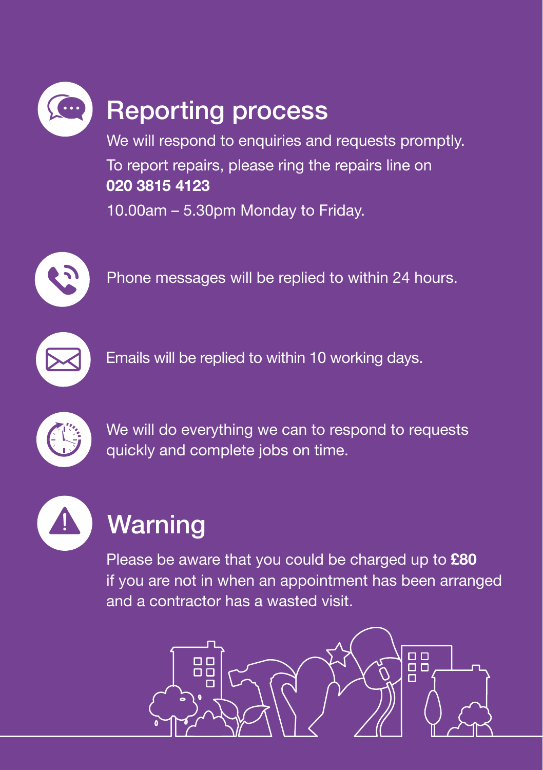## Reporting process

We will respond to enquiries and requests promptly.

To report repairs, please ring the repairs line on **020 3815 4123**

10.00am – 5.30pm Monday to Friday.

Phone messages will be replied to within 24 hours.

Emails will be replied to within 10 working days.

We will do everything we can to respond to requests quickly and complete jobs on time.

## Warning

Please be aware that you could be charged up to **£80** if you are not in when an appointment has been arranged and a contractor has a wasted visit.